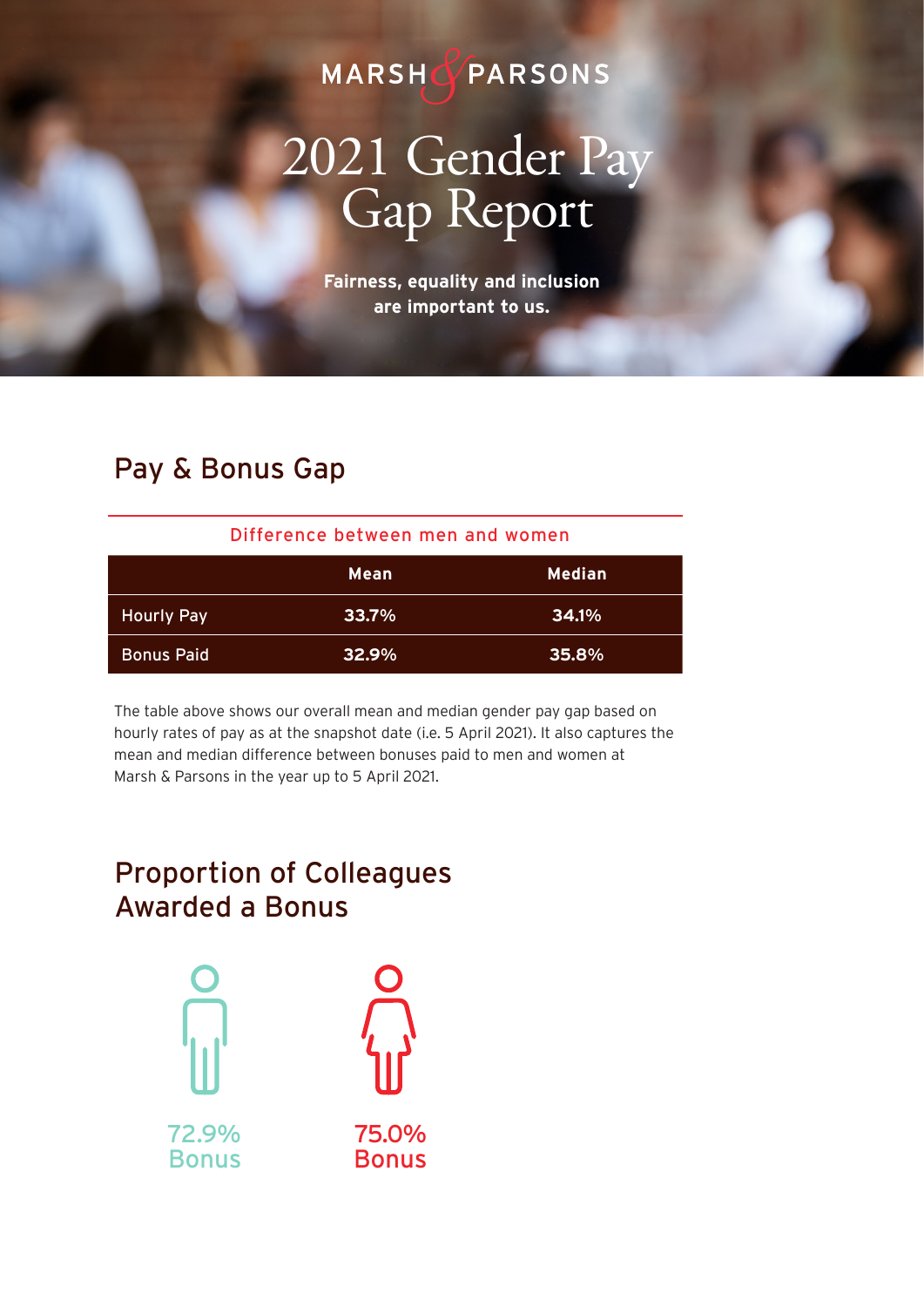MARSH & PARSONS

# 2021 Gender Pay Gap Report

**Fairness, equality and inclusion are important to us.**

## Pay & Bonus Gap

Difference between men and women

| | Mean | Median |
|---|---|---|
| Hourly Pay | 33.7% | 34.1% |
| Bonus Paid | 32.9% | 35.8% |

The table above shows our overall mean and median gender pay gap based on hourly rates of pay as at the snapshot date (i.e. 5 April 2021). It also captures the mean and median difference between bonuses paid to men and women at Marsh & Parsons in the year up to 5 April 2021.

## Proportion of Colleagues Awarded a Bonus

72.9% Bonus

75.0% Bonus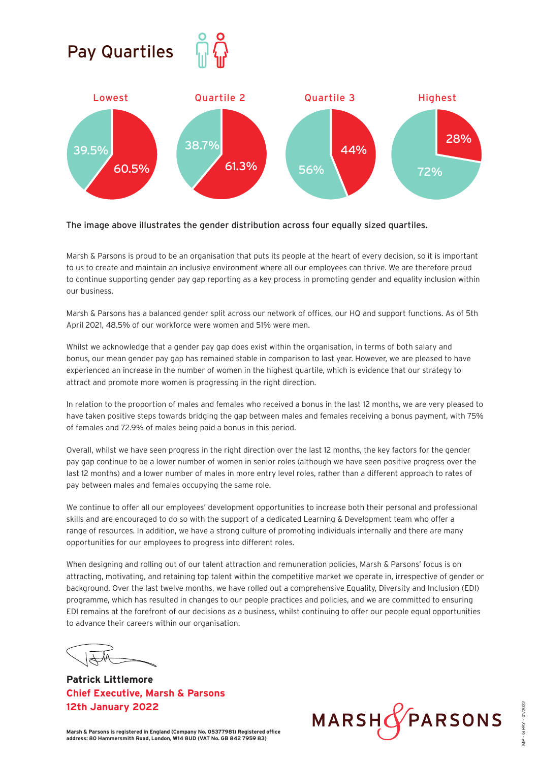# Pay Quartiles

Lowest

39.5%

60.5%

Quartile 2

38.7%

61.3%

Quartile 3

56%

44%

Highest

28%

72%

The image above illustrates the gender distribution across four equally sized quartiles.

Marsh & Parsons is proud to be an organisation that puts its people at the heart of every decision, so it is important to us to create and maintain an inclusive environment where all our employees can thrive. We are therefore proud to continue supporting gender pay gap reporting as a key process in promoting gender and equality inclusion within our business.

Marsh & Parsons has a balanced gender split across our network of offices, our HQ and support functions. As of 5th April 2021, 48.5% of our workforce were women and 51% were men.

Whilst we acknowledge that a gender pay gap does exist within the organisation, in terms of both salary and bonus, our mean gender pay gap has remained stable in comparison to last year. However, we are pleased to have experienced an increase in the number of women in the highest quartile, which is evidence that our strategy to attract and promote more women is progressing in the right direction.

In relation to the proportion of males and females who received a bonus in the last 12 months, we are very pleased to have taken positive steps towards bridging the gap between males and females receiving a bonus payment, with 75% of females and 72.9% of males being paid a bonus in this period.

Overall, whilst we have seen progress in the right direction over the last 12 months, the key factors for the gender pay gap continue to be a lower number of women in senior roles (although we have seen positive progress over the last 12 months) and a lower number of males in more entry level roles, rather than a different approach to rates of pay between males and females occupying the same role.

We continue to offer all our employees' development opportunities to increase both their personal and professional skills and are encouraged to do so with the support of a dedicated Learning & Development team who offer a range of resources. In addition, we have a strong culture of promoting individuals internally and there are many opportunities for our employees to progress into different roles.

When designing and rolling out of our talent attraction and remuneration policies, Marsh & Parsons' focus is on attracting, motivating, and retaining top talent within the competitive market we operate in, irrespective of gender or background. Over the last twelve months, we have rolled out a comprehensive Equality, Diversity and Inclusion (EDI) programme, which has resulted in changes to our people practices and policies, and we are committed to ensuring EDI remains at the forefront of our decisions as a business, whilst continuing to offer our people equal opportunities to advance their careers within our organisation.

**Patrick Littlemore**
**Chief Executive, Marsh & Parsons**
**12th January 2022**

**Marsh & Parsons is registered in England (Company No. 05377981) Registered office address: 80 Hammersmith Road, London, W14 8UD (VAT No. GB 842 7959 83)**

MARSH & PARSONS

MP - G PAY - 01/2022